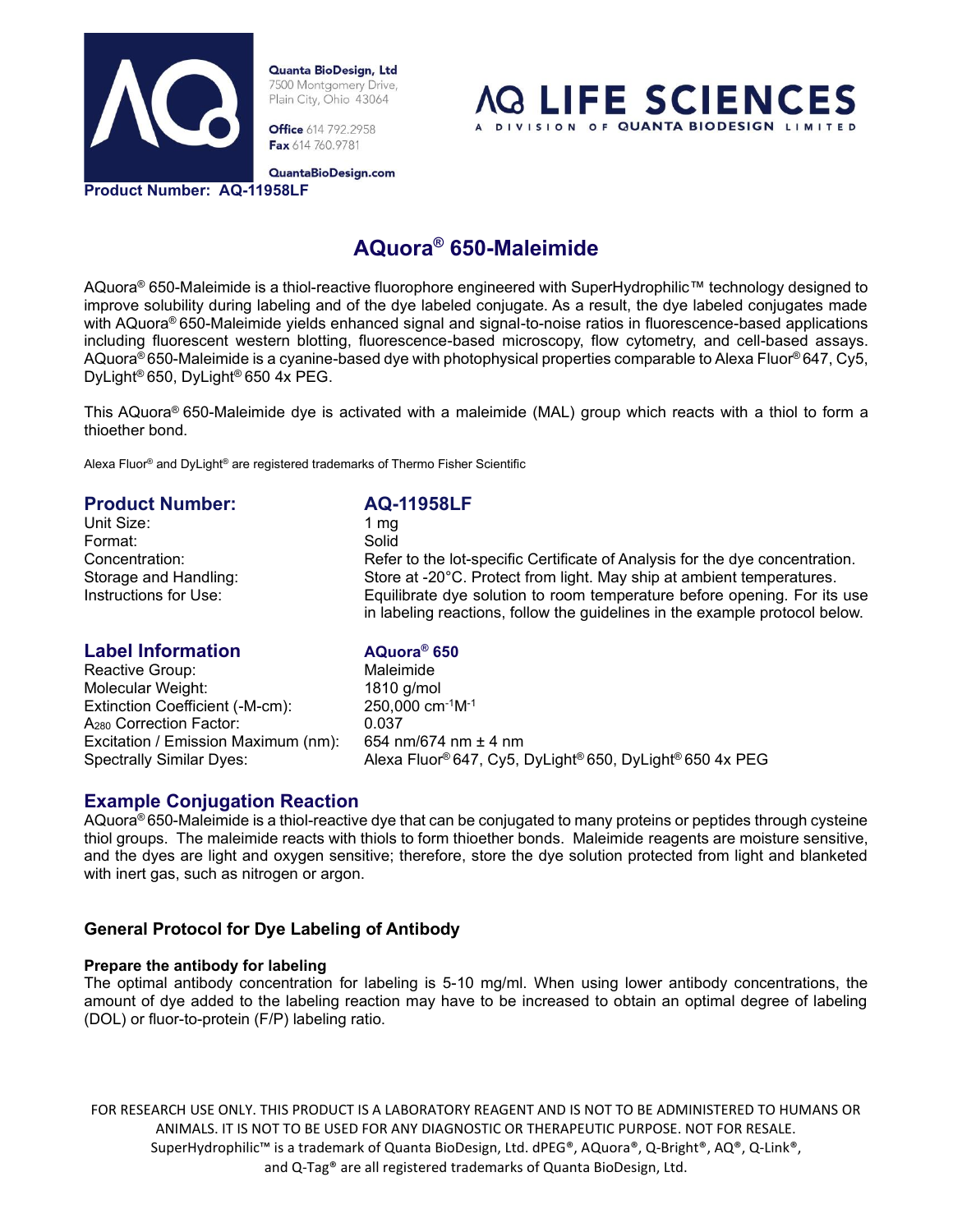Quanta BioDesign, Ltd
7500 Montgomery Drive,
Plain City, Ohio 43064

**Office** 614 792.2958
**Fax** 614 760.9781

QuantaBioDesign.com

AQ LIFE SCIENCES
A DIVISION OF QUANTA BIODESIGN LIMITED

**Product Number: AQ-11958LF**

# AQuora® 650-Maleimide

AQuora® 650-Maleimide is a thiol-reactive fluorophore engineered with SuperHydrophilic™ technology designed to improve solubility during labeling and of the dye labeled conjugate. As a result, the dye labeled conjugates made with AQuora® 650-Maleimide yields enhanced signal and signal-to-noise ratios in fluorescence-based applications including fluorescent western blotting, fluorescence-based microscopy, flow cytometry, and cell-based assays. AQuora® 650-Maleimide is a cyanine-based dye with photophysical properties comparable to Alexa Fluor® 647, Cy5, DyLight® 650, DyLight® 650 4x PEG.

This AQuora® 650-Maleimide dye is activated with a maleimide (MAL) group which reacts with a thiol to form a thioether bond.

Alexa Fluor® and DyLight® are registered trademarks of Thermo Fisher Scientific

| **Product Number:** | **AQ-11958LF** |
|---|---|
| Unit Size: | 1 mg |
| Format: | Solid |
| Concentration: | Refer to the lot-specific Certificate of Analysis for the dye concentration. |
| Storage and Handling: | Store at -20°C. Protect from light. May ship at ambient temperatures. |
| Instructions for Use: | Equilibrate dye solution to room temperature before opening. For its use in labeling reactions, follow the guidelines in the example protocol below. |

| **Label Information** | **AQuora® 650** |
|---|---|
| Reactive Group: | Maleimide |
| Molecular Weight: | 1810 g/mol |
| Extinction Coefficient (-M-cm): | 250,000 $cm^{-1}M^{-1}$ |
| $A_{280}$ Correction Factor: | 0.037 |
| Excitation / Emission Maximum (nm): | 654 nm/674 nm ± 4 nm |
| Spectrally Similar Dyes: | Alexa Fluor® 647, Cy5, DyLight® 650, DyLight® 650 4x PEG |

## Example Conjugation Reaction

AQuora® 650-Maleimide is a thiol-reactive dye that can be conjugated to many proteins or peptides through cysteine thiol groups. The maleimide reacts with thiols to form thioether bonds. Maleimide reagents are moisture sensitive, and the dyes are light and oxygen sensitive; therefore, store the dye solution protected from light and blanketed with inert gas, such as nitrogen or argon.

### General Protocol for Dye Labeling of Antibody

**Prepare the antibody for labeling**

The optimal antibody concentration for labeling is 5-10 mg/ml. When using lower antibody concentrations, the amount of dye added to the labeling reaction may have to be increased to obtain an optimal degree of labeling (DOL) or fluor-to-protein (F/P) labeling ratio.

FOR RESEARCH USE ONLY. THIS PRODUCT IS A LABORATORY REAGENT AND IS NOT TO BE ADMINISTERED TO HUMANS OR ANIMALS. IT IS NOT TO BE USED FOR ANY DIAGNOSTIC OR THERAPEUTIC PURPOSE. NOT FOR RESALE. SuperHydrophilic™ is a trademark of Quanta BioDesign, Ltd. dPEG®, AQuora®, Q-Bright®, AQ®, Q-Link®, and Q-Tag® are all registered trademarks of Quanta BioDesign, Ltd.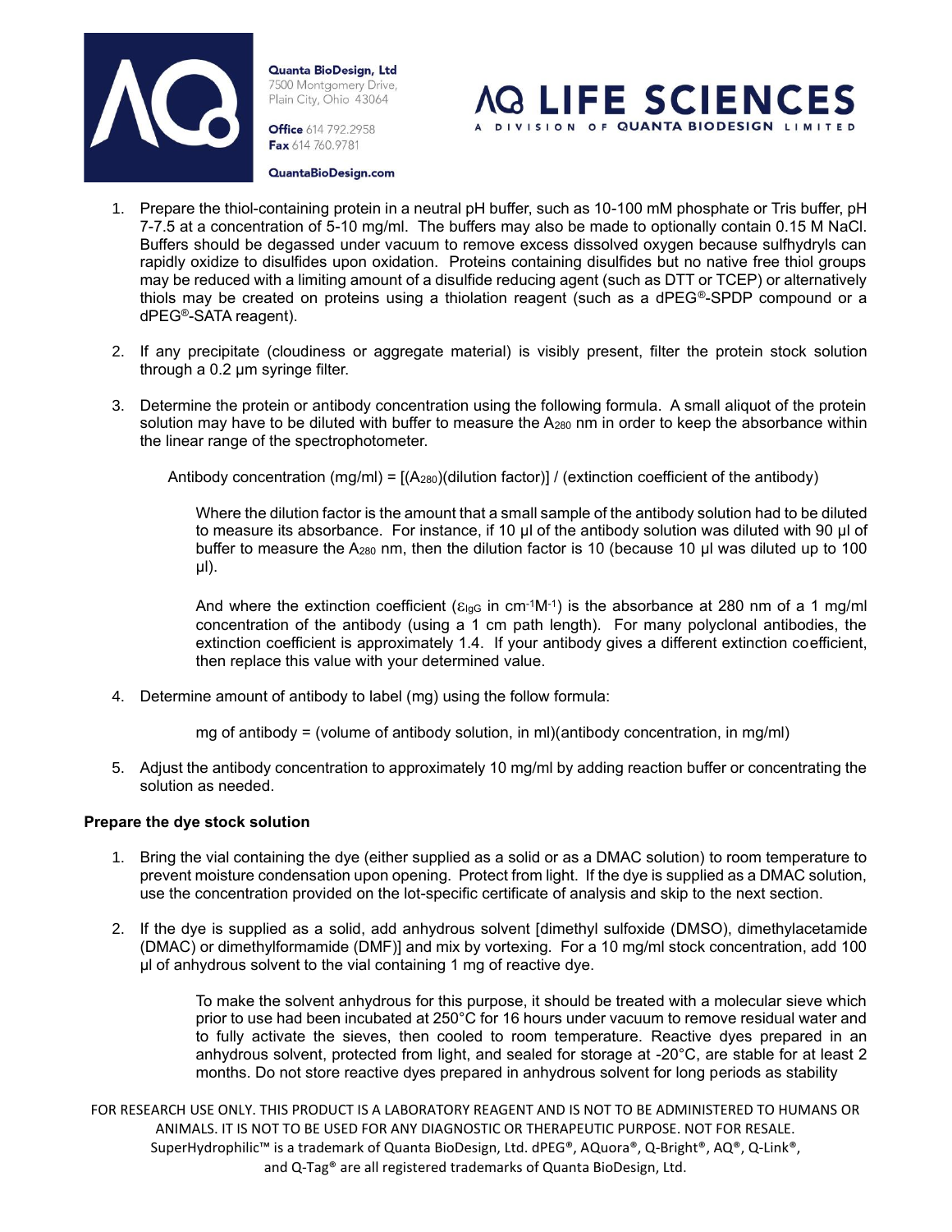1. Prepare the thiol-containing protein in a neutral pH buffer, such as 10-100 mM phosphate or Tris buffer, pH 7-7.5 at a concentration of 5-10 mg/ml. The buffers may also be made to optionally contain 0.15 M NaCl. Buffers should be degassed under vacuum to remove excess dissolved oxygen because sulfhydryls can rapidly oxidize to disulfides upon oxidation. Proteins containing disulfides but no native free thiol groups may be reduced with a limiting amount of a disulfide reducing agent (such as DTT or TCEP) or alternatively thiols may be created on proteins using a thiolation reagent (such as a dPEG®-SPDP compound or a dPEG®-SATA reagent).

2. If any precipitate (cloudiness or aggregate material) is visibly present, filter the protein stock solution through a 0.2 µm syringe filter.

3. Determine the protein or antibody concentration using the following formula. A small aliquot of the protein solution may have to be diluted with buffer to measure the $A_{280}$ nm in order to keep the absorbance within the linear range of the spectrophotometer.

   Antibody concentration (mg/ml) = [($A_{280}$)(dilution factor)] / (extinction coefficient of the antibody)

   Where the dilution factor is the amount that a small sample of the antibody solution had to be diluted to measure its absorbance. For instance, if 10 µl of the antibody solution was diluted with 90 µl of buffer to measure the $A_{280}$ nm, then the dilution factor is 10 (because 10 µl was diluted up to 100 µl).

   And where the extinction coefficient ($\varepsilon_{IgG}$ in $cm^{-1}M^{-1}$) is the absorbance at 280 nm of a 1 mg/ml concentration of the antibody (using a 1 cm path length). For many polyclonal antibodies, the extinction coefficient is approximately 1.4. If your antibody gives a different extinction coefficient, then replace this value with your determined value.

4. Determine amount of antibody to label (mg) using the follow formula:

   mg of antibody = (volume of antibody solution, in ml)(antibody concentration, in mg/ml)

5. Adjust the antibody concentration to approximately 10 mg/ml by adding reaction buffer or concentrating the solution as needed.

**Prepare the dye stock solution**

1. Bring the vial containing the dye (either supplied as a solid or as a DMAC solution) to room temperature to prevent moisture condensation upon opening. Protect from light. If the dye is supplied as a DMAC solution, use the concentration provided on the lot-specific certificate of analysis and skip to the next section.

2. If the dye is supplied as a solid, add anhydrous solvent [dimethyl sulfoxide (DMSO), dimethylacetamide (DMAC) or dimethylformamide (DMF)] and mix by vortexing. For a 10 mg/ml stock concentration, add 100 µl of anhydrous solvent to the vial containing 1 mg of reactive dye.

   To make the solvent anhydrous for this purpose, it should be treated with a molecular sieve which prior to use had been incubated at 250°C for 16 hours under vacuum to remove residual water and to fully activate the sieves, then cooled to room temperature. Reactive dyes prepared in an anhydrous solvent, protected from light, and sealed for storage at -20°C, are stable for at least 2 months. Do not store reactive dyes prepared in anhydrous solvent for long periods as stability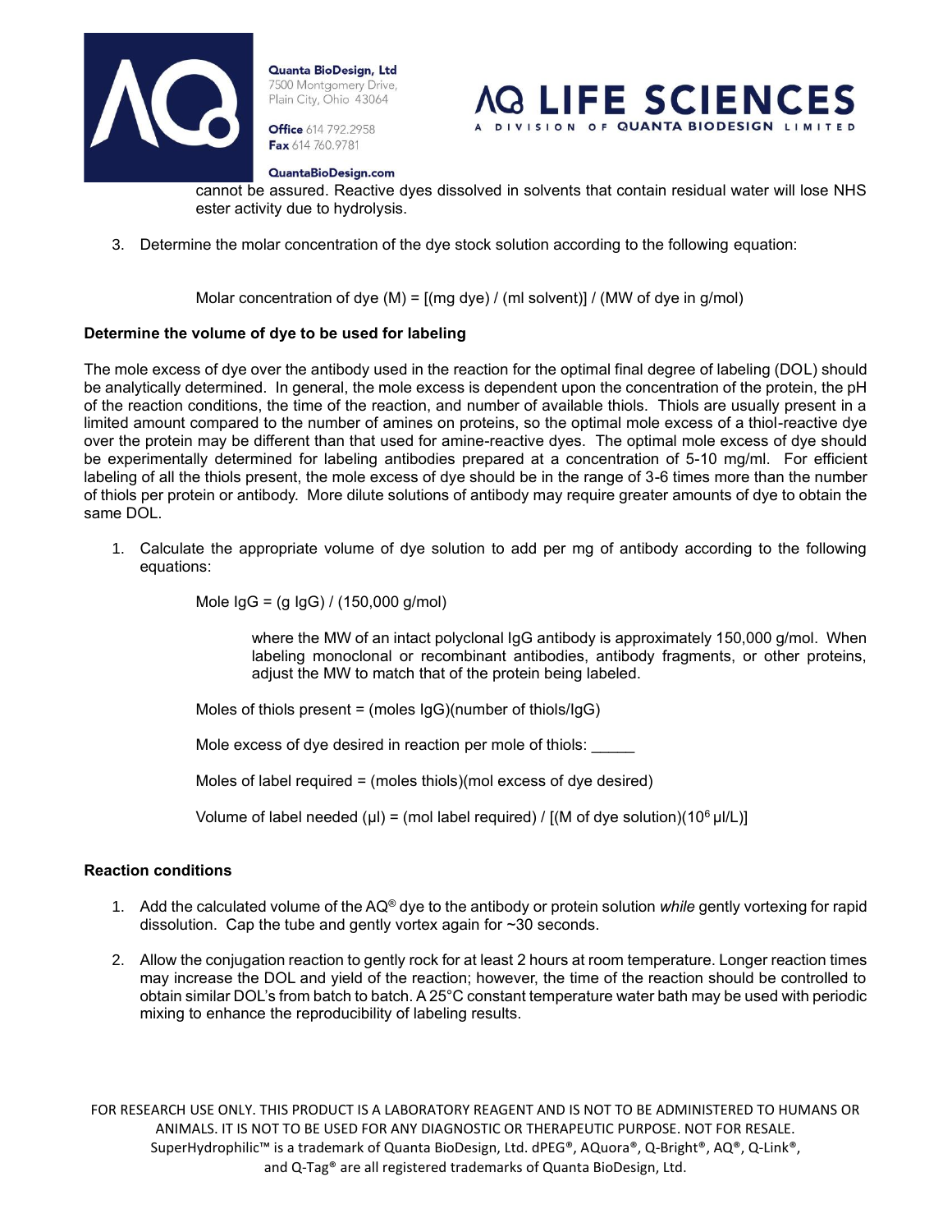cannot be assured. Reactive dyes dissolved in solvents that contain residual water will lose NHS ester activity due to hydrolysis.

3. Determine the molar concentration of the dye stock solution according to the following equation:

   Molar concentration of dye (M) = [(mg dye) / (ml solvent)] / (MW of dye in g/mol)

**Determine the volume of dye to be used for labeling**

The mole excess of dye over the antibody used in the reaction for the optimal final degree of labeling (DOL) should be analytically determined. In general, the mole excess is dependent upon the concentration of the protein, the pH of the reaction conditions, the time of the reaction, and number of available thiols. Thiols are usually present in a limited amount compared to the number of amines on proteins, so the optimal mole excess of a thiol-reactive dye over the protein may be different than that used for amine-reactive dyes. The optimal mole excess of dye should be experimentally determined for labeling antibodies prepared at a concentration of 5-10 mg/ml. For efficient labeling of all the thiols present, the mole excess of dye should be in the range of 3-6 times more than the number of thiols per protein or antibody. More dilute solutions of antibody may require greater amounts of dye to obtain the same DOL.

1. Calculate the appropriate volume of dye solution to add per mg of antibody according to the following equations:

   Mole IgG = (g IgG) / (150,000 g/mol)

   > where the MW of an intact polyclonal IgG antibody is approximately 150,000 g/mol. When labeling monoclonal or recombinant antibodies, antibody fragments, or other proteins, adjust the MW to match that of the protein being labeled.

   Moles of thiols present = (moles IgG)(number of thiols/IgG)

   Mole excess of dye desired in reaction per mole of thiols: _____

   Moles of label required = (moles thiols)(mol excess of dye desired)

   Volume of label needed (µl) = (mol label required) / [(M of dye solution)($10^6$ µl/L)]

**Reaction conditions**

1. Add the calculated volume of the AQ® dye to the antibody or protein solution *while* gently vortexing for rapid dissolution. Cap the tube and gently vortex again for ~30 seconds.

2. Allow the conjugation reaction to gently rock for at least 2 hours at room temperature. Longer reaction times may increase the DOL and yield of the reaction; however, the time of the reaction should be controlled to obtain similar DOL's from batch to batch. A 25°C constant temperature water bath may be used with periodic mixing to enhance the reproducibility of labeling results.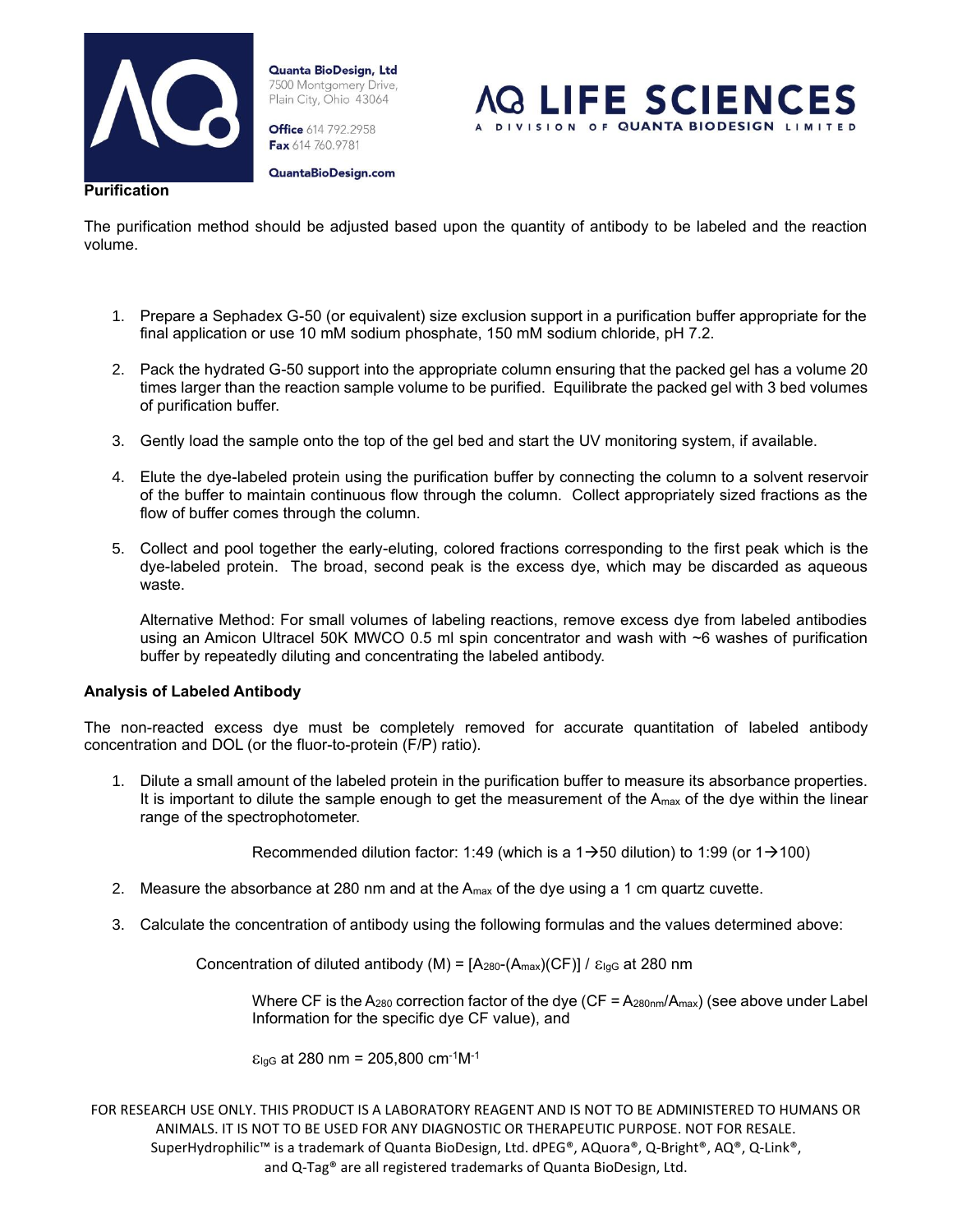### Purification

The purification method should be adjusted based upon the quantity of antibody to be labeled and the reaction volume.

1. Prepare a Sephadex G-50 (or equivalent) size exclusion support in a purification buffer appropriate for the final application or use 10 mM sodium phosphate, 150 mM sodium chloride, pH 7.2.

2. Pack the hydrated G-50 support into the appropriate column ensuring that the packed gel has a volume 20 times larger than the reaction sample volume to be purified. Equilibrate the packed gel with 3 bed volumes of purification buffer.

3. Gently load the sample onto the top of the gel bed and start the UV monitoring system, if available.

4. Elute the dye-labeled protein using the purification buffer by connecting the column to a solvent reservoir of the buffer to maintain continuous flow through the column. Collect appropriately sized fractions as the flow of buffer comes through the column.

5. Collect and pool together the early-eluting, colored fractions corresponding to the first peak which is the dye-labeled protein. The broad, second peak is the excess dye, which may be discarded as aqueous waste.

   Alternative Method: For small volumes of labeling reactions, remove excess dye from labeled antibodies using an Amicon Ultracel 50K MWCO 0.5 ml spin concentrator and wash with ~6 washes of purification buffer by repeatedly diluting and concentrating the labeled antibody.

### Analysis of Labeled Antibody

The non-reacted excess dye must be completely removed for accurate quantitation of labeled antibody concentration and DOL (or the fluor-to-protein (F/P) ratio).

1. Dilute a small amount of the labeled protein in the purification buffer to measure its absorbance properties. It is important to dilute the sample enough to get the measurement of the $A_{max}$ of the dye within the linear range of the spectrophotometer.

   Recommended dilution factor: 1:49 (which is a 1→50 dilution) to 1:99 (or 1→100)

2. Measure the absorbance at 280 nm and at the $A_{max}$ of the dye using a 1 cm quartz cuvette.

3. Calculate the concentration of antibody using the following formulas and the values determined above:

   Concentration of diluted antibody (M) = $[A_{280}-(A_{max})(CF)] / \varepsilon_{IgG}$ at 280 nm

   Where CF is the $A_{280}$ correction factor of the dye ($CF = A_{280nm}/A_{max}$) (see above under Label Information for the specific dye CF value), and

   $\varepsilon_{IgG}$ at 280 nm = 205,800 $cm^{-1}M^{-1}$

FOR RESEARCH USE ONLY. THIS PRODUCT IS A LABORATORY REAGENT AND IS NOT TO BE ADMINISTERED TO HUMANS OR ANIMALS. IT IS NOT TO BE USED FOR ANY DIAGNOSTIC OR THERAPEUTIC PURPOSE. NOT FOR RESALE. SuperHydrophilic™ is a trademark of Quanta BioDesign, Ltd. dPEG®, AQuora®, Q-Bright®, AQ®, Q-Link®, and Q-Tag® are all registered trademarks of Quanta BioDesign, Ltd.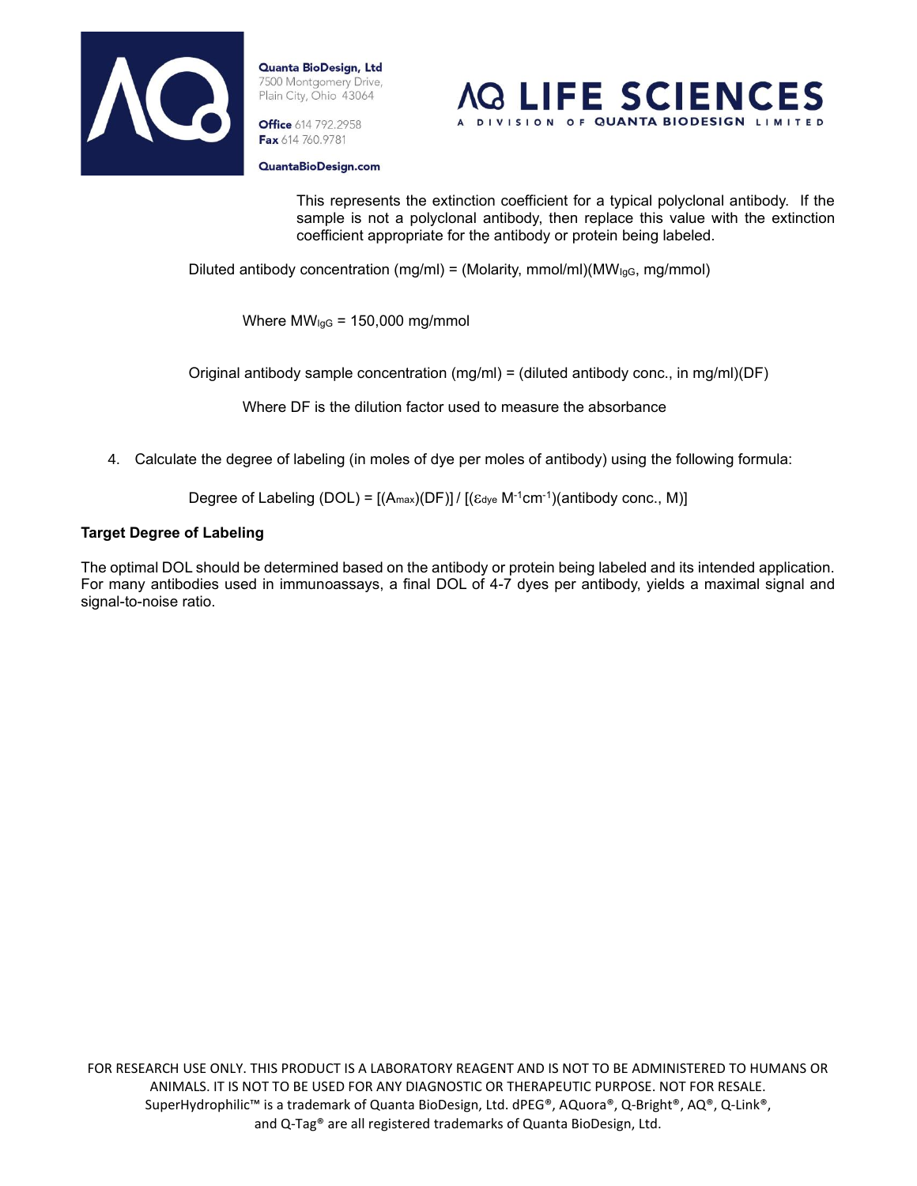This represents the extinction coefficient for a typical polyclonal antibody. If the sample is not a polyclonal antibody, then replace this value with the extinction coefficient appropriate for the antibody or protein being labeled.

Diluted antibody concentration (mg/ml) = (Molarity, mmol/ml)($MW_{IgG}$, mg/mmol)

Where $MW_{IgG}$ = 150,000 mg/mmol

Original antibody sample concentration (mg/ml) = (diluted antibody conc., in mg/ml)(DF)

Where DF is the dilution factor used to measure the absorbance

4. Calculate the degree of labeling (in moles of dye per moles of antibody) using the following formula:

Degree of Labeling (DOL) = [($A_{max}$)(DF)] / [($\varepsilon_{dye}$ $M^{-1}cm^{-1}$)(antibody conc., M)]

**Target Degree of Labeling**

The optimal DOL should be determined based on the antibody or protein being labeled and its intended application. For many antibodies used in immunoassays, a final DOL of 4-7 dyes per antibody, yields a maximal signal and signal-to-noise ratio.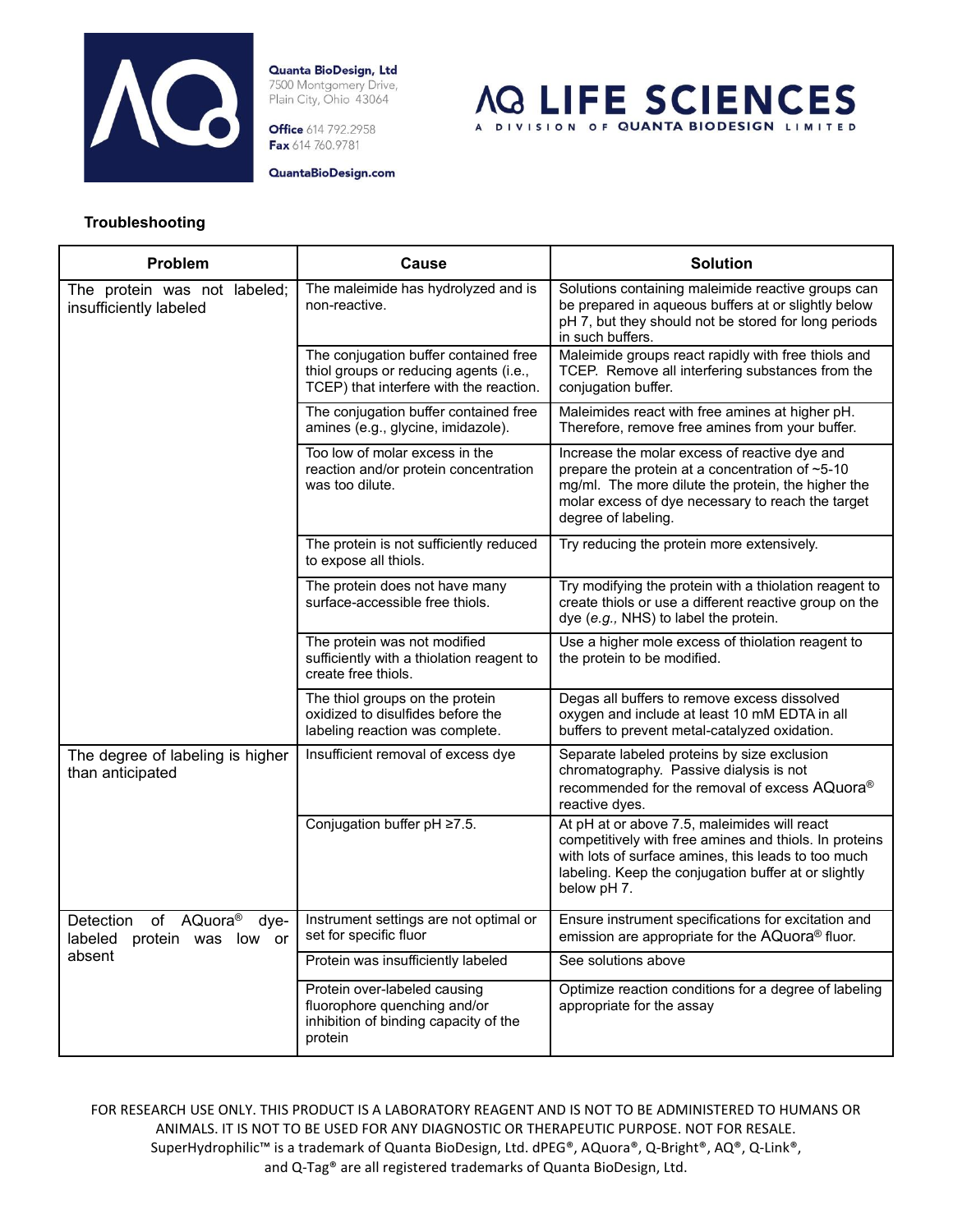**Troubleshooting**

| Problem | Cause | Solution |
|---|---|---|
| The protein was not labeled; insufficiently labeled | The maleimide has hydrolyzed and is non-reactive. | Solutions containing maleimide reactive groups can be prepared in aqueous buffers at or slightly below pH 7, but they should not be stored for long periods in such buffers. |
| | The conjugation buffer contained free thiol groups or reducing agents (i.e., TCEP) that interfere with the reaction. | Maleimide groups react rapidly with free thiols and TCEP. Remove all interfering substances from the conjugation buffer. |
| | The conjugation buffer contained free amines (e.g., glycine, imidazole). | Maleimides react with free amines at higher pH. Therefore, remove free amines from your buffer. |
| | Too low of molar excess in the reaction and/or protein concentration was too dilute. | Increase the molar excess of reactive dye and prepare the protein at a concentration of ~5-10 mg/ml. The more dilute the protein, the higher the molar excess of dye necessary to reach the target degree of labeling. |
| | The protein is not sufficiently reduced to expose all thiols. | Try reducing the protein more extensively. |
| | The protein does not have many surface-accessible free thiols. | Try modifying the protein with a thiolation reagent to create thiols or use a different reactive group on the dye (*e.g.,* NHS) to label the protein. |
| | The protein was not modified sufficiently with a thiolation reagent to create free thiols. | Use a higher mole excess of thiolation reagent to the protein to be modified. |
| | The thiol groups on the protein oxidized to disulfides before the labeling reaction was complete. | Degas all buffers to remove excess dissolved oxygen and include at least 10 mM EDTA in all buffers to prevent metal-catalyzed oxidation. |
| The degree of labeling is higher than anticipated | Insufficient removal of excess dye | Separate labeled proteins by size exclusion chromatography. Passive dialysis is not recommended for the removal of excess AQuora® reactive dyes. |
| | Conjugation buffer pH ≥7.5. | At pH at or above 7.5, maleimides will react competitively with free amines and thiols. In proteins with lots of surface amines, this leads to too much labeling. Keep the conjugation buffer at or slightly below pH 7. |
| Detection of AQuora® dye-labeled protein was low or absent | Instrument settings are not optimal or set for specific fluor | Ensure instrument specifications for excitation and emission are appropriate for the AQuora® fluor. |
| | Protein was insufficiently labeled | See solutions above |
| | Protein over-labeled causing fluorophore quenching and/or inhibition of binding capacity of the protein | Optimize reaction conditions for a degree of labeling appropriate for the assay |

FOR RESEARCH USE ONLY. THIS PRODUCT IS A LABORATORY REAGENT AND IS NOT TO BE ADMINISTERED TO HUMANS OR ANIMALS. IT IS NOT TO BE USED FOR ANY DIAGNOSTIC OR THERAPEUTIC PURPOSE. NOT FOR RESALE. SuperHydrophilic™ is a trademark of Quanta BioDesign, Ltd. dPEG®, AQuora®, Q-Bright®, AQ®, Q-Link®, and Q-Tag® are all registered trademarks of Quanta BioDesign, Ltd.